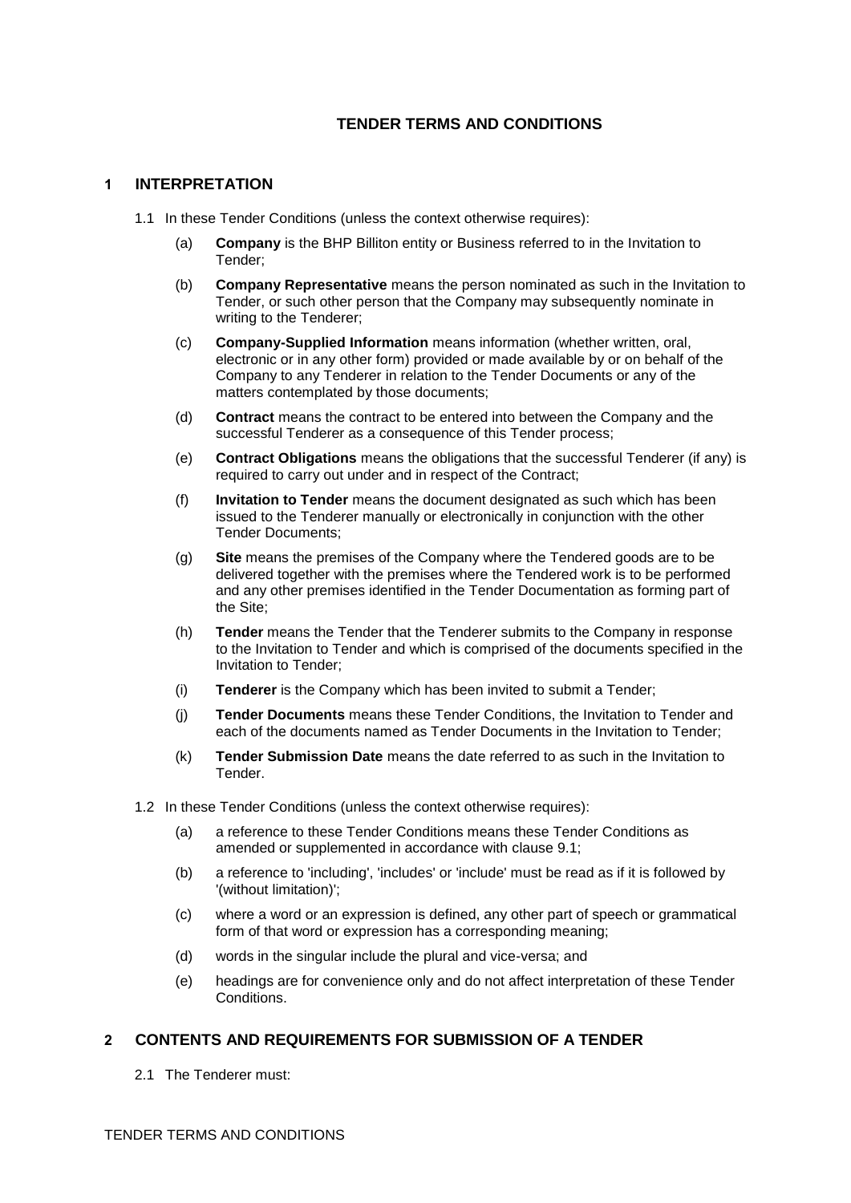# TENDER TERMS AND CONDITIONS

## 1 INTERPRETATION

1.1 In these Tender Conditions (unless the context otherwise requires):

(a) **Company** is the BHP Billiton entity or Business referred to in the Invitation to Tender;

(b) **Company Representative** means the person nominated as such in the Invitation to Tender, or such other person that the Company may subsequently nominate in writing to the Tenderer;

(c) **Company-Supplied Information** means information (whether written, oral, electronic or in any other form) provided or made available by or on behalf of the Company to any Tenderer in relation to the Tender Documents or any of the matters contemplated by those documents;

(d) **Contract** means the contract to be entered into between the Company and the successful Tenderer as a consequence of this Tender process;

(e) **Contract Obligations** means the obligations that the successful Tenderer (if any) is required to carry out under and in respect of the Contract;

(f) **Invitation to Tender** means the document designated as such which has been issued to the Tenderer manually or electronically in conjunction with the other Tender Documents;

(g) **Site** means the premises of the Company where the Tendered goods are to be delivered together with the premises where the Tendered work is to be performed and any other premises identified in the Tender Documentation as forming part of the Site;

(h) **Tender** means the Tender that the Tenderer submits to the Company in response to the Invitation to Tender and which is comprised of the documents specified in the Invitation to Tender;

(i) **Tenderer** is the Company which has been invited to submit a Tender;

(j) **Tender Documents** means these Tender Conditions, the Invitation to Tender and each of the documents named as Tender Documents in the Invitation to Tender;

(k) **Tender Submission Date** means the date referred to as such in the Invitation to Tender.

1.2 In these Tender Conditions (unless the context otherwise requires):

(a) a reference to these Tender Conditions means these Tender Conditions as amended or supplemented in accordance with clause 9.1;

(b) a reference to 'including', 'includes' or 'include' must be read as if it is followed by '(without limitation)';

(c) where a word or an expression is defined, any other part of speech or grammatical form of that word or expression has a corresponding meaning;

(d) words in the singular include the plural and vice-versa; and

(e) headings are for convenience only and do not affect interpretation of these Tender Conditions.

## 2 CONTENTS AND REQUIREMENTS FOR SUBMISSION OF A TENDER

2.1 The Tenderer must: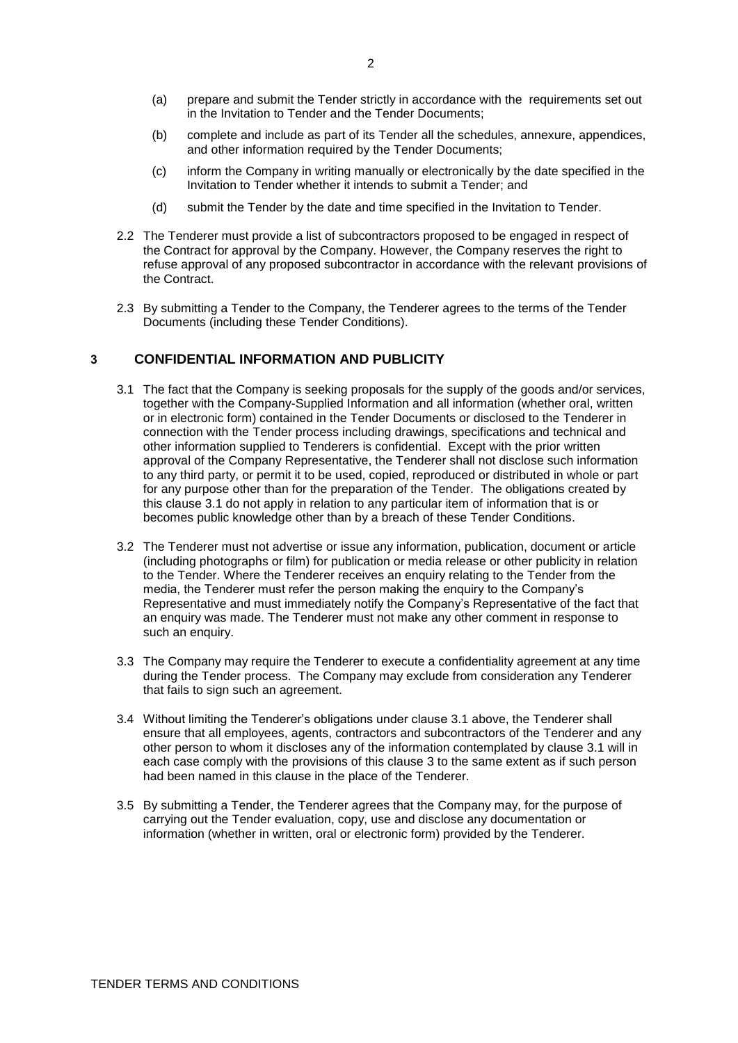(a) prepare and submit the Tender strictly in accordance with the requirements set out in the Invitation to Tender and the Tender Documents;

(b) complete and include as part of its Tender all the schedules, annexure, appendices, and other information required by the Tender Documents;

(c) inform the Company in writing manually or electronically by the date specified in the Invitation to Tender whether it intends to submit a Tender; and

(d) submit the Tender by the date and time specified in the Invitation to Tender.

2.2 The Tenderer must provide a list of subcontractors proposed to be engaged in respect of the Contract for approval by the Company. However, the Company reserves the right to refuse approval of any proposed subcontractor in accordance with the relevant provisions of the Contract.

2.3 By submitting a Tender to the Company, the Tenderer agrees to the terms of the Tender Documents (including these Tender Conditions).

## 3 CONFIDENTIAL INFORMATION AND PUBLICITY

3.1 The fact that the Company is seeking proposals for the supply of the goods and/or services, together with the Company-Supplied Information and all information (whether oral, written or in electronic form) contained in the Tender Documents or disclosed to the Tenderer in connection with the Tender process including drawings, specifications and technical and other information supplied to Tenderers is confidential. Except with the prior written approval of the Company Representative, the Tenderer shall not disclose such information to any third party, or permit it to be used, copied, reproduced or distributed in whole or part for any purpose other than for the preparation of the Tender. The obligations created by this clause 3.1 do not apply in relation to any particular item of information that is or becomes public knowledge other than by a breach of these Tender Conditions.

3.2 The Tenderer must not advertise or issue any information, publication, document or article (including photographs or film) for publication or media release or other publicity in relation to the Tender. Where the Tenderer receives an enquiry relating to the Tender from the media, the Tenderer must refer the person making the enquiry to the Company's Representative and must immediately notify the Company's Representative of the fact that an enquiry was made. The Tenderer must not make any other comment in response to such an enquiry.

3.3 The Company may require the Tenderer to execute a confidentiality agreement at any time during the Tender process. The Company may exclude from consideration any Tenderer that fails to sign such an agreement.

3.4 Without limiting the Tenderer's obligations under clause 3.1 above, the Tenderer shall ensure that all employees, agents, contractors and subcontractors of the Tenderer and any other person to whom it discloses any of the information contemplated by clause 3.1 will in each case comply with the provisions of this clause 3 to the same extent as if such person had been named in this clause in the place of the Tenderer.

3.5 By submitting a Tender, the Tenderer agrees that the Company may, for the purpose of carrying out the Tender evaluation, copy, use and disclose any documentation or information (whether in written, oral or electronic form) provided by the Tenderer.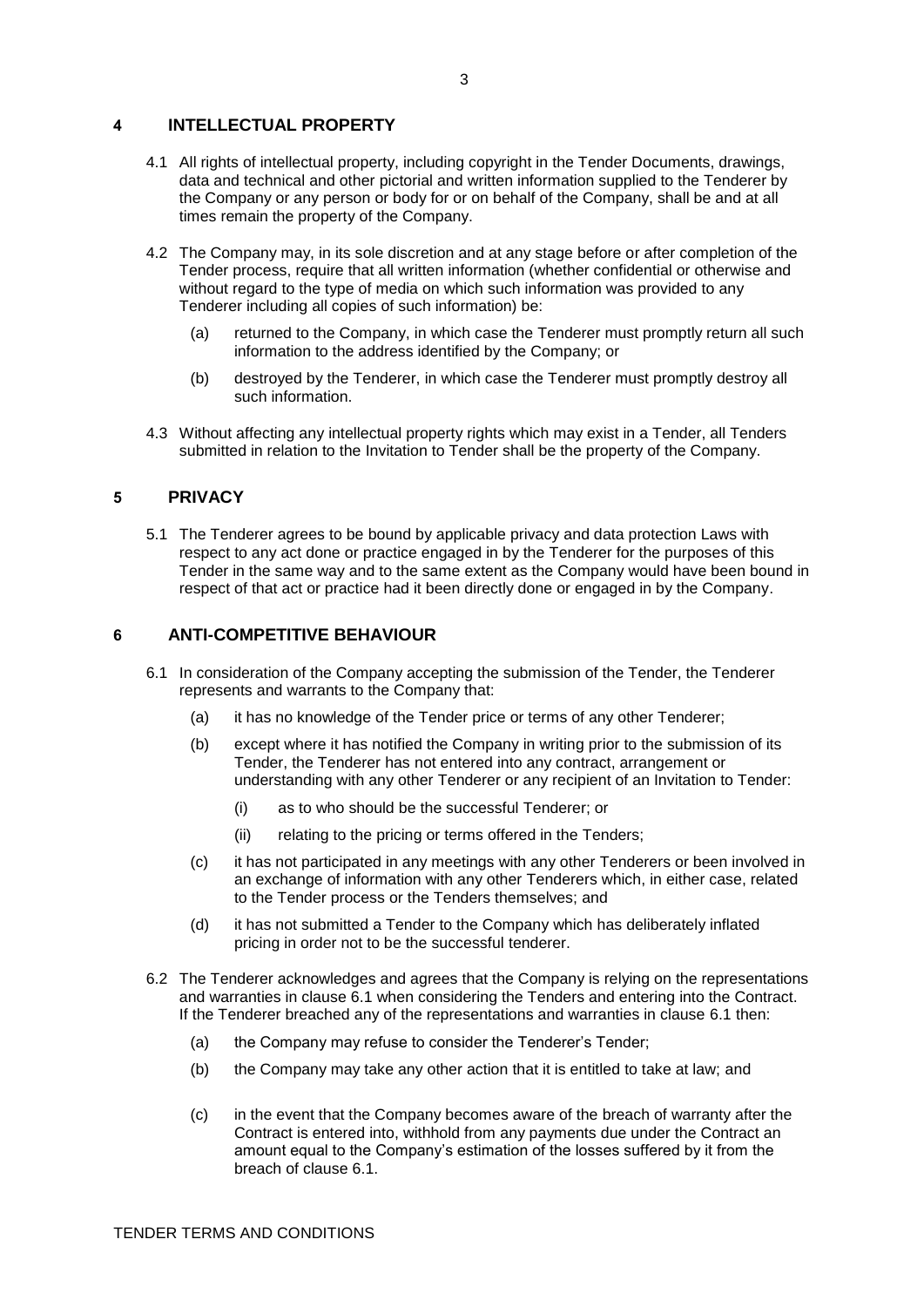## 4 INTELLECTUAL PROPERTY

4.1 All rights of intellectual property, including copyright in the Tender Documents, drawings, data and technical and other pictorial and written information supplied to the Tenderer by the Company or any person or body for or on behalf of the Company, shall be and at all times remain the property of the Company.

4.2 The Company may, in its sole discretion and at any stage before or after completion of the Tender process, require that all written information (whether confidential or otherwise and without regard to the type of media on which such information was provided to any Tenderer including all copies of such information) be:

(a) returned to the Company, in which case the Tenderer must promptly return all such information to the address identified by the Company; or

(b) destroyed by the Tenderer, in which case the Tenderer must promptly destroy all such information.

4.3 Without affecting any intellectual property rights which may exist in a Tender, all Tenders submitted in relation to the Invitation to Tender shall be the property of the Company.

## 5 PRIVACY

5.1 The Tenderer agrees to be bound by applicable privacy and data protection Laws with respect to any act done or practice engaged in by the Tenderer for the purposes of this Tender in the same way and to the same extent as the Company would have been bound in respect of that act or practice had it been directly done or engaged in by the Company.

## 6 ANTI-COMPETITIVE BEHAVIOUR

6.1 In consideration of the Company accepting the submission of the Tender, the Tenderer represents and warrants to the Company that:

(a) it has no knowledge of the Tender price or terms of any other Tenderer;

(b) except where it has notified the Company in writing prior to the submission of its Tender, the Tenderer has not entered into any contract, arrangement or understanding with any other Tenderer or any recipient of an Invitation to Tender:

(i) as to who should be the successful Tenderer; or

(ii) relating to the pricing or terms offered in the Tenders;

(c) it has not participated in any meetings with any other Tenderers or been involved in an exchange of information with any other Tenderers which, in either case, related to the Tender process or the Tenders themselves; and

(d) it has not submitted a Tender to the Company which has deliberately inflated pricing in order not to be the successful tenderer.

6.2 The Tenderer acknowledges and agrees that the Company is relying on the representations and warranties in clause 6.1 when considering the Tenders and entering into the Contract. If the Tenderer breached any of the representations and warranties in clause 6.1 then:

(a) the Company may refuse to consider the Tenderer's Tender;

(b) the Company may take any other action that it is entitled to take at law; and

(c) in the event that the Company becomes aware of the breach of warranty after the Contract is entered into, withhold from any payments due under the Contract an amount equal to the Company's estimation of the losses suffered by it from the breach of clause 6.1.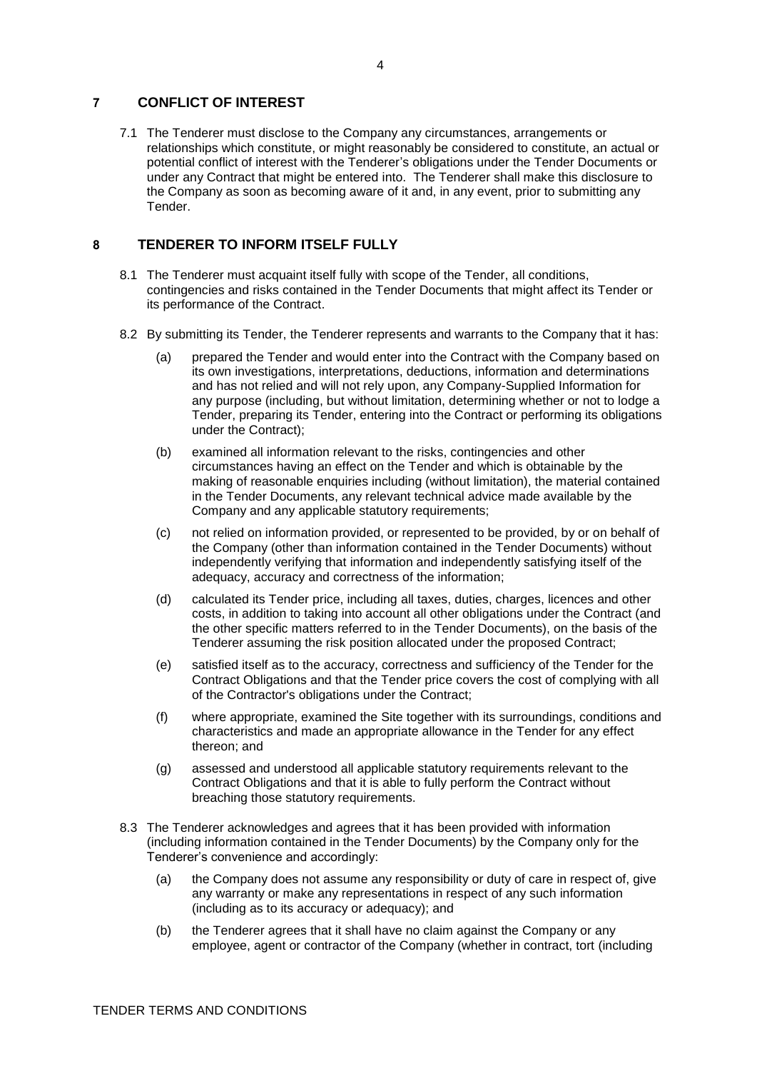## 7 CONFLICT OF INTEREST

7.1 The Tenderer must disclose to the Company any circumstances, arrangements or relationships which constitute, or might reasonably be considered to constitute, an actual or potential conflict of interest with the Tenderer's obligations under the Tender Documents or under any Contract that might be entered into. The Tenderer shall make this disclosure to the Company as soon as becoming aware of it and, in any event, prior to submitting any Tender.

## 8 TENDERER TO INFORM ITSELF FULLY

8.1 The Tenderer must acquaint itself fully with scope of the Tender, all conditions, contingencies and risks contained in the Tender Documents that might affect its Tender or its performance of the Contract.

8.2 By submitting its Tender, the Tenderer represents and warrants to the Company that it has:

(a) prepared the Tender and would enter into the Contract with the Company based on its own investigations, interpretations, deductions, information and determinations and has not relied and will not rely upon, any Company-Supplied Information for any purpose (including, but without limitation, determining whether or not to lodge a Tender, preparing its Tender, entering into the Contract or performing its obligations under the Contract);

(b) examined all information relevant to the risks, contingencies and other circumstances having an effect on the Tender and which is obtainable by the making of reasonable enquiries including (without limitation), the material contained in the Tender Documents, any relevant technical advice made available by the Company and any applicable statutory requirements;

(c) not relied on information provided, or represented to be provided, by or on behalf of the Company (other than information contained in the Tender Documents) without independently verifying that information and independently satisfying itself of the adequacy, accuracy and correctness of the information;

(d) calculated its Tender price, including all taxes, duties, charges, licences and other costs, in addition to taking into account all other obligations under the Contract (and the other specific matters referred to in the Tender Documents), on the basis of the Tenderer assuming the risk position allocated under the proposed Contract;

(e) satisfied itself as to the accuracy, correctness and sufficiency of the Tender for the Contract Obligations and that the Tender price covers the cost of complying with all of the Contractor's obligations under the Contract;

(f) where appropriate, examined the Site together with its surroundings, conditions and characteristics and made an appropriate allowance in the Tender for any effect thereon; and

(g) assessed and understood all applicable statutory requirements relevant to the Contract Obligations and that it is able to fully perform the Contract without breaching those statutory requirements.

8.3 The Tenderer acknowledges and agrees that it has been provided with information (including information contained in the Tender Documents) by the Company only for the Tenderer's convenience and accordingly:

(a) the Company does not assume any responsibility or duty of care in respect of, give any warranty or make any representations in respect of any such information (including as to its accuracy or adequacy); and

(b) the Tenderer agrees that it shall have no claim against the Company or any employee, agent or contractor of the Company (whether in contract, tort (including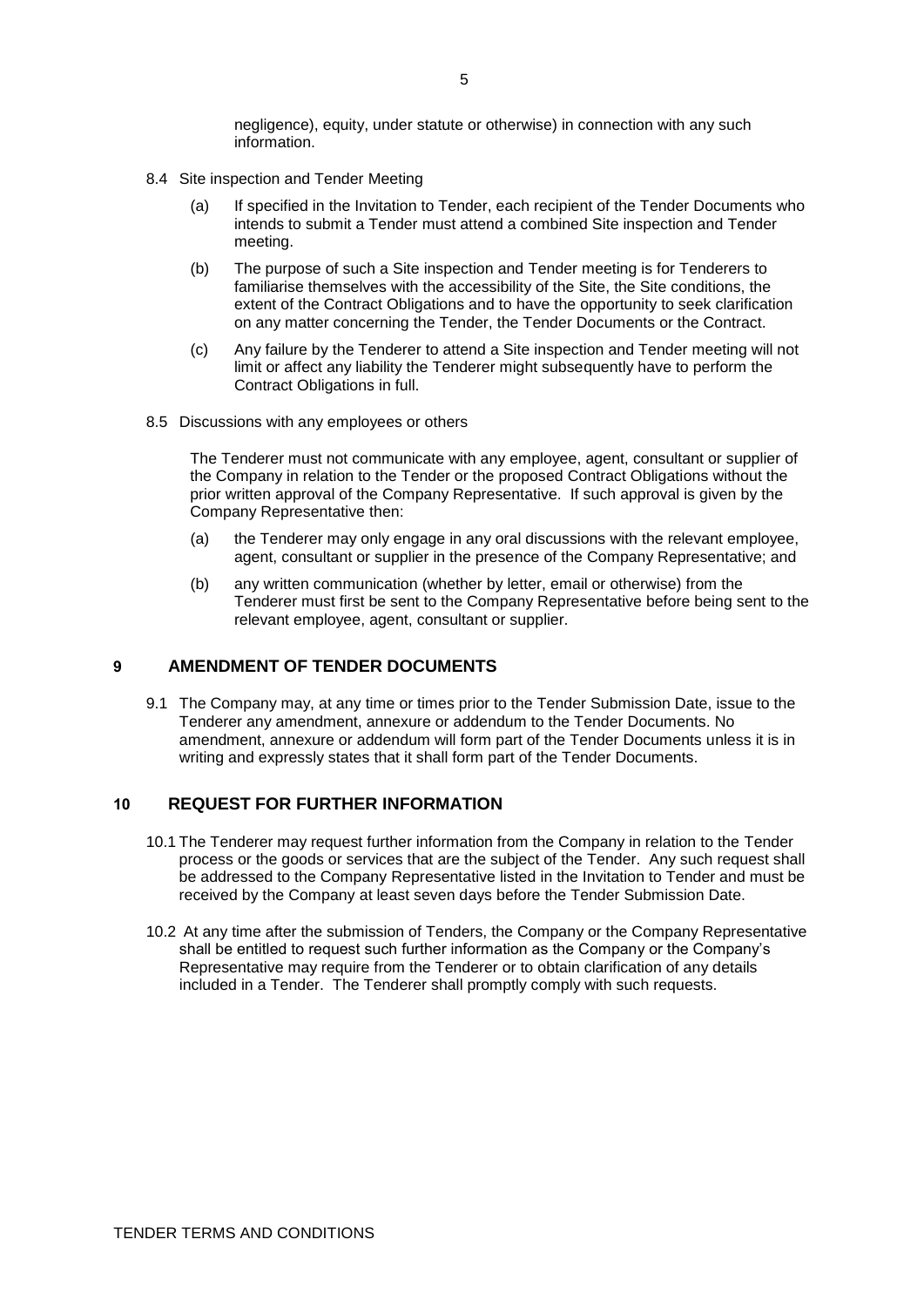negligence), equity, under statute or otherwise) in connection with any such information.

8.4 Site inspection and Tender Meeting

(a) If specified in the Invitation to Tender, each recipient of the Tender Documents who intends to submit a Tender must attend a combined Site inspection and Tender meeting.

(b) The purpose of such a Site inspection and Tender meeting is for Tenderers to familiarise themselves with the accessibility of the Site, the Site conditions, the extent of the Contract Obligations and to have the opportunity to seek clarification on any matter concerning the Tender, the Tender Documents or the Contract.

(c) Any failure by the Tenderer to attend a Site inspection and Tender meeting will not limit or affect any liability the Tenderer might subsequently have to perform the Contract Obligations in full.

8.5 Discussions with any employees or others

The Tenderer must not communicate with any employee, agent, consultant or supplier of the Company in relation to the Tender or the proposed Contract Obligations without the prior written approval of the Company Representative. If such approval is given by the Company Representative then:

(a) the Tenderer may only engage in any oral discussions with the relevant employee, agent, consultant or supplier in the presence of the Company Representative; and

(b) any written communication (whether by letter, email or otherwise) from the Tenderer must first be sent to the Company Representative before being sent to the relevant employee, agent, consultant or supplier.

## 9 AMENDMENT OF TENDER DOCUMENTS

9.1 The Company may, at any time or times prior to the Tender Submission Date, issue to the Tenderer any amendment, annexure or addendum to the Tender Documents. No amendment, annexure or addendum will form part of the Tender Documents unless it is in writing and expressly states that it shall form part of the Tender Documents.

## 10 REQUEST FOR FURTHER INFORMATION

10.1 The Tenderer may request further information from the Company in relation to the Tender process or the goods or services that are the subject of the Tender. Any such request shall be addressed to the Company Representative listed in the Invitation to Tender and must be received by the Company at least seven days before the Tender Submission Date.

10.2 At any time after the submission of Tenders, the Company or the Company Representative shall be entitled to request such further information as the Company or the Company's Representative may require from the Tenderer or to obtain clarification of any details included in a Tender. The Tenderer shall promptly comply with such requests.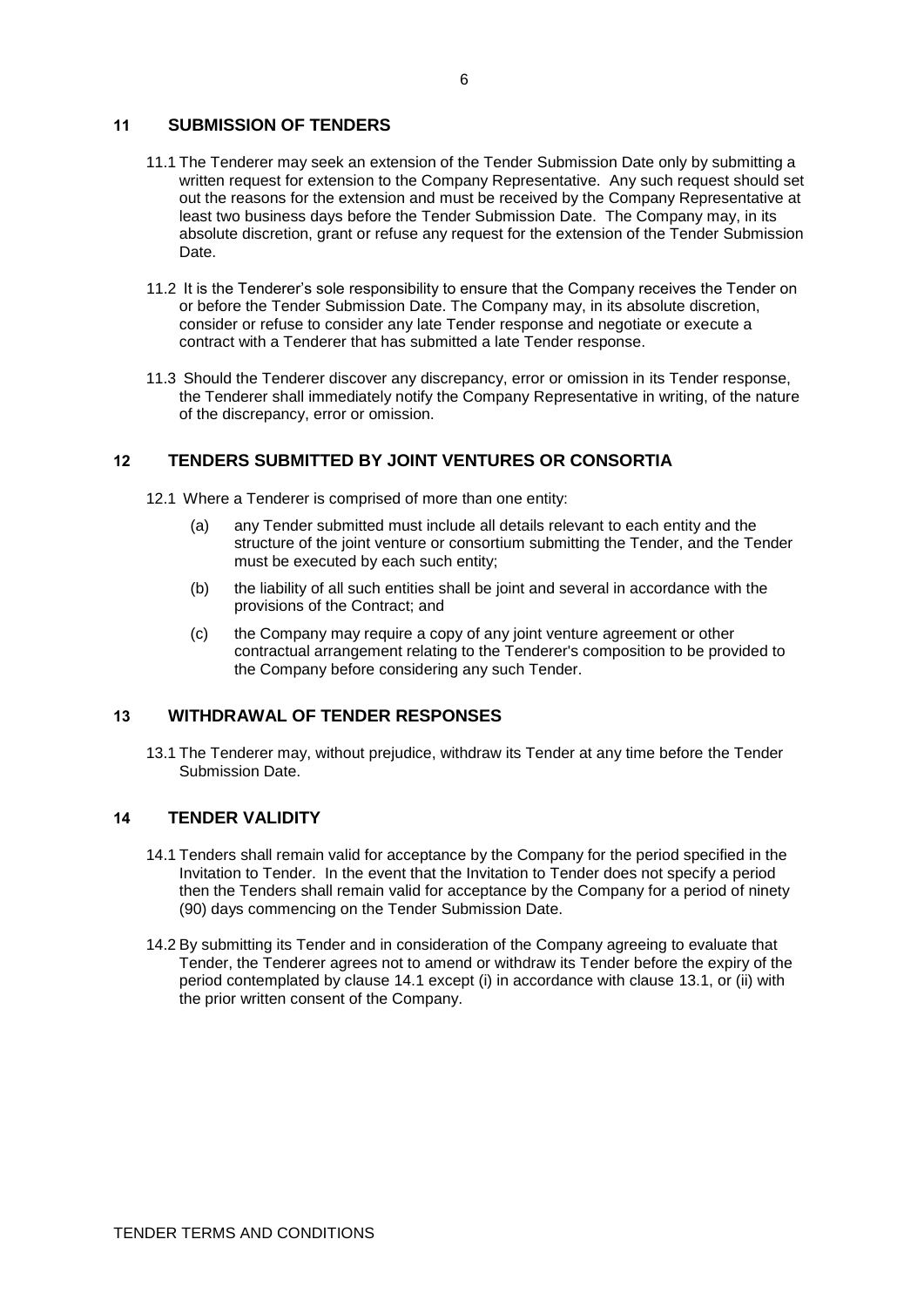## 11 SUBMISSION OF TENDERS

11.1 The Tenderer may seek an extension of the Tender Submission Date only by submitting a written request for extension to the Company Representative. Any such request should set out the reasons for the extension and must be received by the Company Representative at least two business days before the Tender Submission Date. The Company may, in its absolute discretion, grant or refuse any request for the extension of the Tender Submission Date.

11.2 It is the Tenderer's sole responsibility to ensure that the Company receives the Tender on or before the Tender Submission Date. The Company may, in its absolute discretion, consider or refuse to consider any late Tender response and negotiate or execute a contract with a Tenderer that has submitted a late Tender response.

11.3 Should the Tenderer discover any discrepancy, error or omission in its Tender response, the Tenderer shall immediately notify the Company Representative in writing, of the nature of the discrepancy, error or omission.

## 12 TENDERS SUBMITTED BY JOINT VENTURES OR CONSORTIA

12.1 Where a Tenderer is comprised of more than one entity:

(a) any Tender submitted must include all details relevant to each entity and the structure of the joint venture or consortium submitting the Tender, and the Tender must be executed by each such entity;

(b) the liability of all such entities shall be joint and several in accordance with the provisions of the Contract; and

(c) the Company may require a copy of any joint venture agreement or other contractual arrangement relating to the Tenderer's composition to be provided to the Company before considering any such Tender.

## 13 WITHDRAWAL OF TENDER RESPONSES

13.1 The Tenderer may, without prejudice, withdraw its Tender at any time before the Tender Submission Date.

## 14 TENDER VALIDITY

14.1 Tenders shall remain valid for acceptance by the Company for the period specified in the Invitation to Tender. In the event that the Invitation to Tender does not specify a period then the Tenders shall remain valid for acceptance by the Company for a period of ninety (90) days commencing on the Tender Submission Date.

14.2 By submitting its Tender and in consideration of the Company agreeing to evaluate that Tender, the Tenderer agrees not to amend or withdraw its Tender before the expiry of the period contemplated by clause 14.1 except (i) in accordance with clause 13.1, or (ii) with the prior written consent of the Company.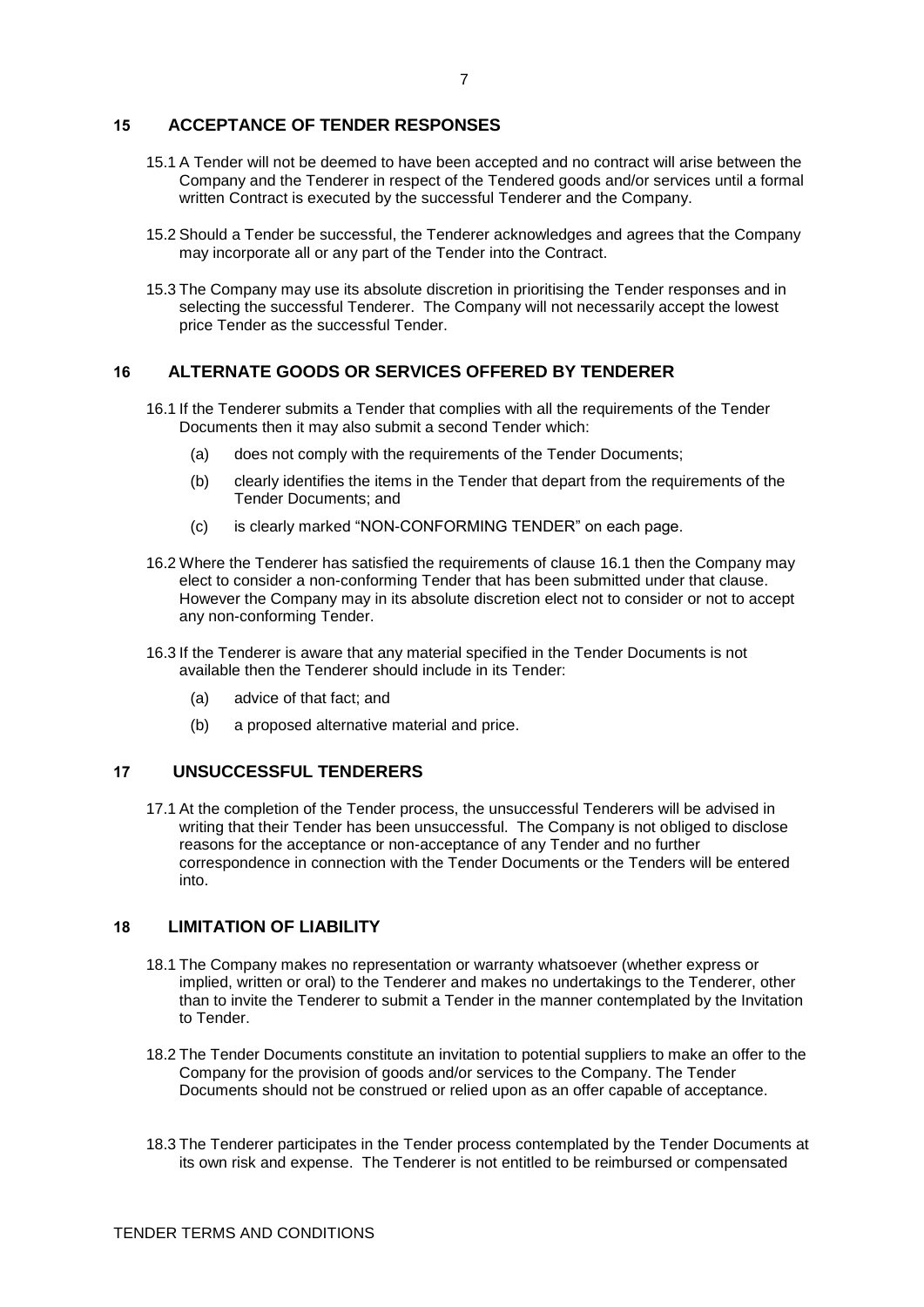## 15 ACCEPTANCE OF TENDER RESPONSES

15.1 A Tender will not be deemed to have been accepted and no contract will arise between the Company and the Tenderer in respect of the Tendered goods and/or services until a formal written Contract is executed by the successful Tenderer and the Company.

15.2 Should a Tender be successful, the Tenderer acknowledges and agrees that the Company may incorporate all or any part of the Tender into the Contract.

15.3 The Company may use its absolute discretion in prioritising the Tender responses and in selecting the successful Tenderer. The Company will not necessarily accept the lowest price Tender as the successful Tender.

## 16 ALTERNATE GOODS OR SERVICES OFFERED BY TENDERER

16.1 If the Tenderer submits a Tender that complies with all the requirements of the Tender Documents then it may also submit a second Tender which:

(a) does not comply with the requirements of the Tender Documents;

(b) clearly identifies the items in the Tender that depart from the requirements of the Tender Documents; and

(c) is clearly marked "NON-CONFORMING TENDER" on each page.

16.2 Where the Tenderer has satisfied the requirements of clause 16.1 then the Company may elect to consider a non-conforming Tender that has been submitted under that clause. However the Company may in its absolute discretion elect not to consider or not to accept any non-conforming Tender.

16.3 If the Tenderer is aware that any material specified in the Tender Documents is not available then the Tenderer should include in its Tender:

(a) advice of that fact; and

(b) a proposed alternative material and price.

## 17 UNSUCCESSFUL TENDERERS

17.1 At the completion of the Tender process, the unsuccessful Tenderers will be advised in writing that their Tender has been unsuccessful. The Company is not obliged to disclose reasons for the acceptance or non-acceptance of any Tender and no further correspondence in connection with the Tender Documents or the Tenders will be entered into.

## 18 LIMITATION OF LIABILITY

18.1 The Company makes no representation or warranty whatsoever (whether express or implied, written or oral) to the Tenderer and makes no undertakings to the Tenderer, other than to invite the Tenderer to submit a Tender in the manner contemplated by the Invitation to Tender.

18.2 The Tender Documents constitute an invitation to potential suppliers to make an offer to the Company for the provision of goods and/or services to the Company. The Tender Documents should not be construed or relied upon as an offer capable of acceptance.

18.3 The Tenderer participates in the Tender process contemplated by the Tender Documents at its own risk and expense. The Tenderer is not entitled to be reimbursed or compensated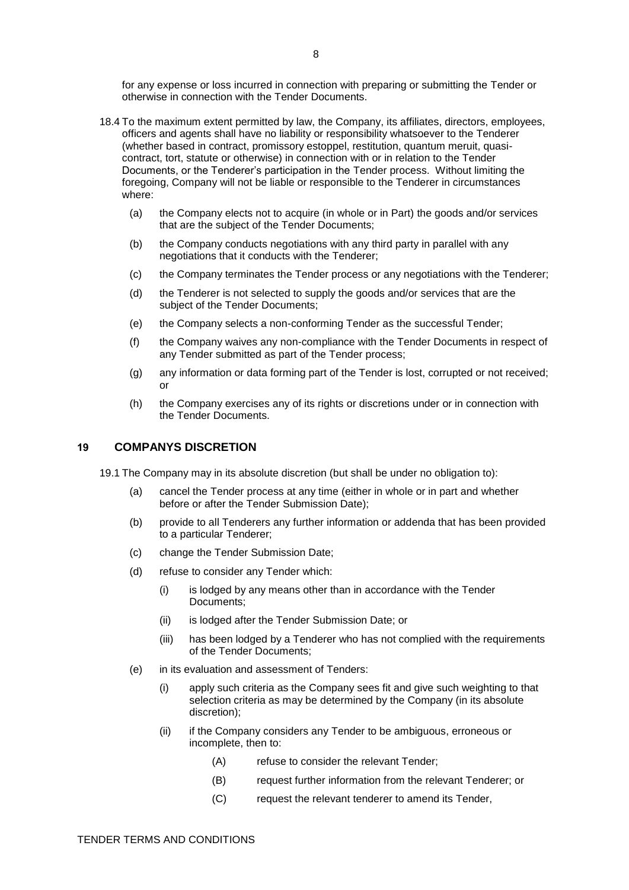for any expense or loss incurred in connection with preparing or submitting the Tender or otherwise in connection with the Tender Documents.

18.4 To the maximum extent permitted by law, the Company, its affiliates, directors, employees, officers and agents shall have no liability or responsibility whatsoever to the Tenderer (whether based in contract, promissory estoppel, restitution, quantum meruit, quasi-contract, tort, statute or otherwise) in connection with or in relation to the Tender Documents, or the Tenderer's participation in the Tender process. Without limiting the foregoing, Company will not be liable or responsible to the Tenderer in circumstances where:

- (a) the Company elects not to acquire (in whole or in Part) the goods and/or services that are the subject of the Tender Documents;
- (b) the Company conducts negotiations with any third party in parallel with any negotiations that it conducts with the Tenderer;
- (c) the Company terminates the Tender process or any negotiations with the Tenderer;
- (d) the Tenderer is not selected to supply the goods and/or services that are the subject of the Tender Documents;
- (e) the Company selects a non-conforming Tender as the successful Tender;
- (f) the Company waives any non-compliance with the Tender Documents in respect of any Tender submitted as part of the Tender process;
- (g) any information or data forming part of the Tender is lost, corrupted or not received; or
- (h) the Company exercises any of its rights or discretions under or in connection with the Tender Documents.

## 19 COMPANYS DISCRETION

19.1 The Company may in its absolute discretion (but shall be under no obligation to):

- (a) cancel the Tender process at any time (either in whole or in part and whether before or after the Tender Submission Date);
- (b) provide to all Tenderers any further information or addenda that has been provided to a particular Tenderer;
- (c) change the Tender Submission Date;
- (d) refuse to consider any Tender which:
  - (i) is lodged by any means other than in accordance with the Tender Documents;
  - (ii) is lodged after the Tender Submission Date; or
  - (iii) has been lodged by a Tenderer who has not complied with the requirements of the Tender Documents;
- (e) in its evaluation and assessment of Tenders:
  - (i) apply such criteria as the Company sees fit and give such weighting to that selection criteria as may be determined by the Company (in its absolute discretion);
  - (ii) if the Company considers any Tender to be ambiguous, erroneous or incomplete, then to:
    - (A) refuse to consider the relevant Tender;
    - (B) request further information from the relevant Tenderer; or
    - (C) request the relevant tenderer to amend its Tender,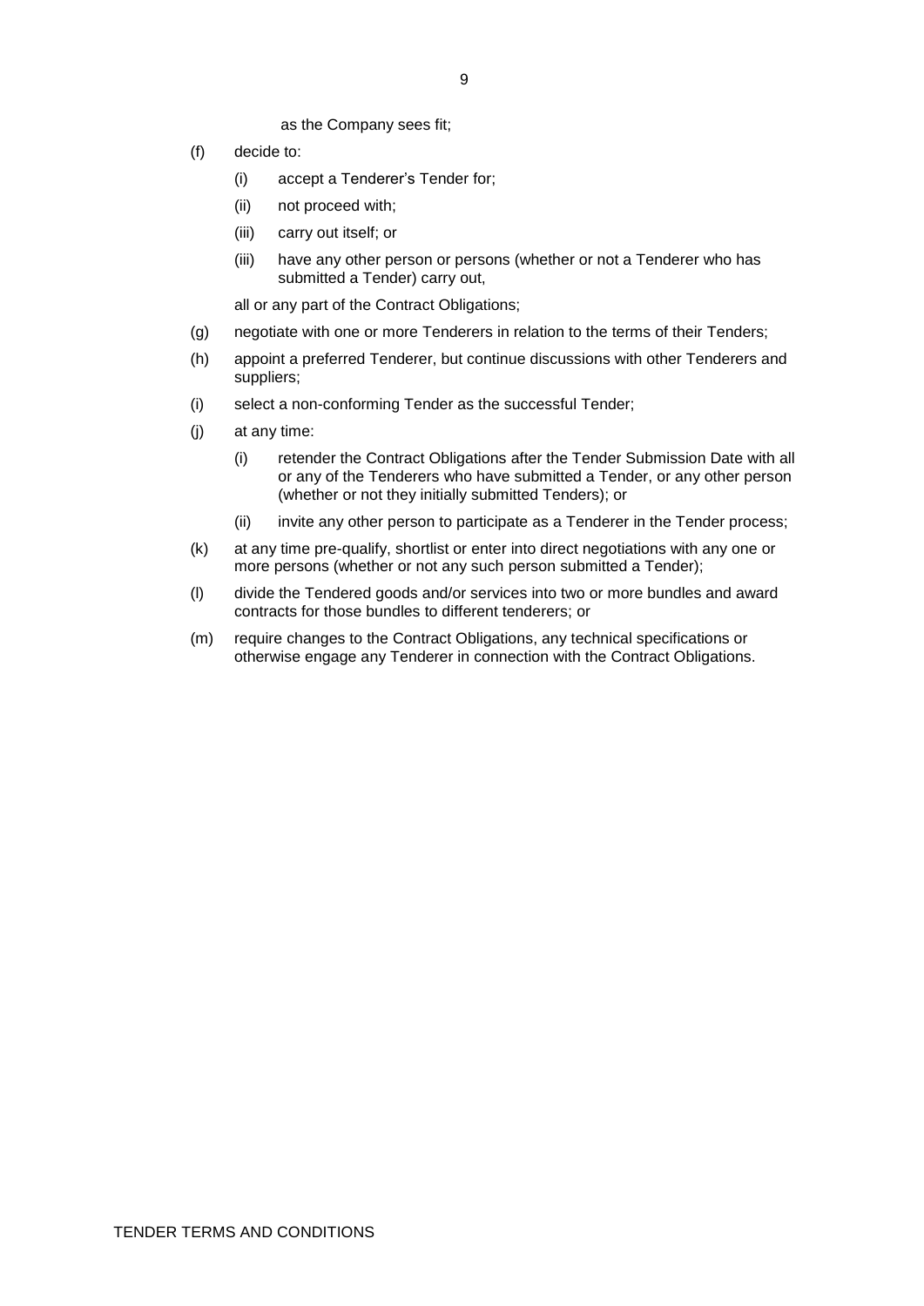as the Company sees fit;

(f) decide to:

  (i) accept a Tenderer's Tender for;

  (ii) not proceed with;

  (iii) carry out itself; or

  (iii) have any other person or persons (whether or not a Tenderer who has submitted a Tender) carry out,

  all or any part of the Contract Obligations;

(g) negotiate with one or more Tenderers in relation to the terms of their Tenders;

(h) appoint a preferred Tenderer, but continue discussions with other Tenderers and suppliers;

(i) select a non-conforming Tender as the successful Tender;

(j) at any time:

  (i) retender the Contract Obligations after the Tender Submission Date with all or any of the Tenderers who have submitted a Tender, or any other person (whether or not they initially submitted Tenders); or

  (ii) invite any other person to participate as a Tenderer in the Tender process;

(k) at any time pre-qualify, shortlist or enter into direct negotiations with any one or more persons (whether or not any such person submitted a Tender);

(l) divide the Tendered goods and/or services into two or more bundles and award contracts for those bundles to different tenderers; or

(m) require changes to the Contract Obligations, any technical specifications or otherwise engage any Tenderer in connection with the Contract Obligations.